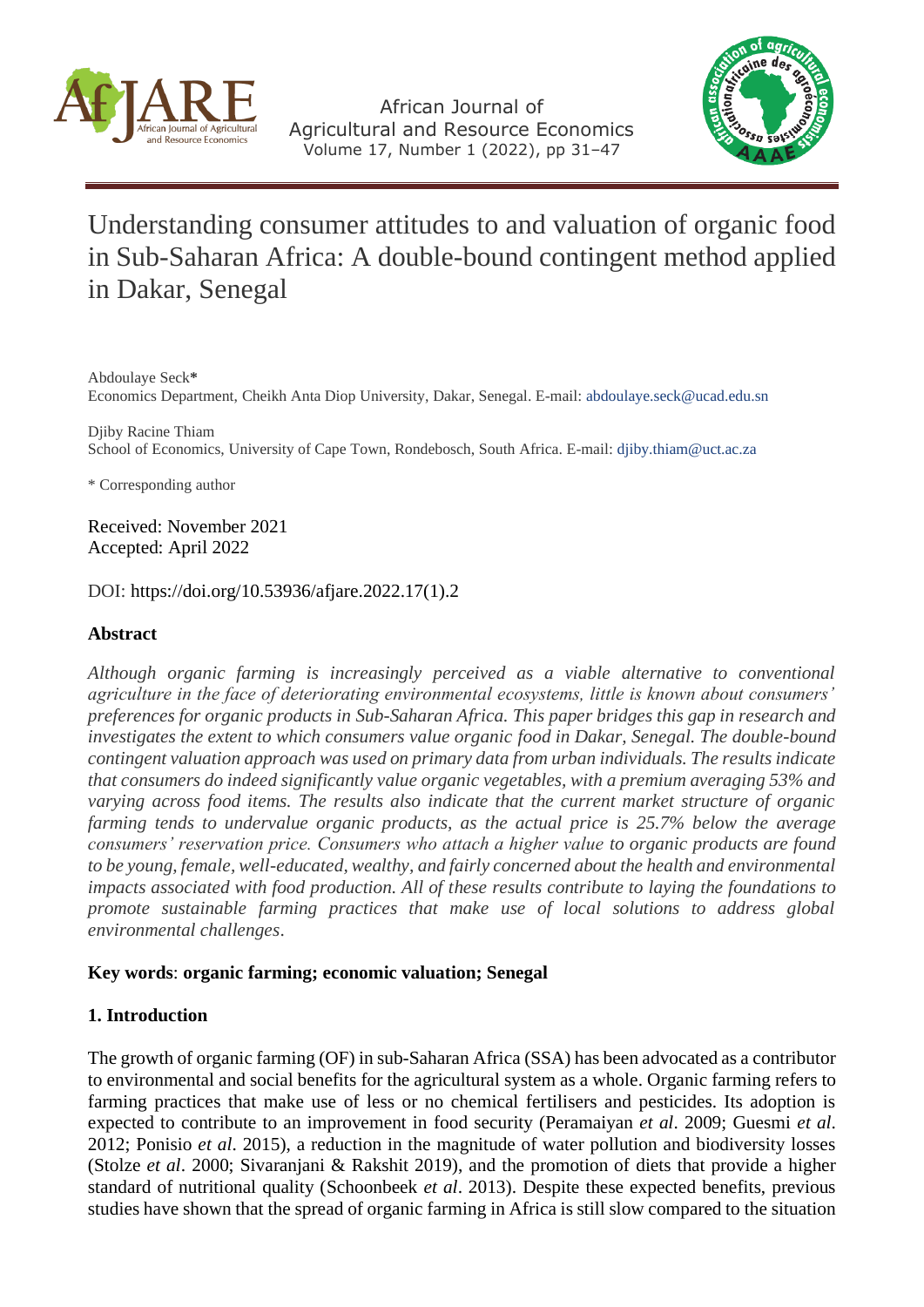# Understanding consumer attitudes to and valuation of organic food in Sub-Saharan Africa: A double-bound contingent method applied in Dakar, Senegal

Abdoulaye Seck*
Economics Department, Cheikh Anta Diop University, Dakar, Senegal. E-mail: abdoulaye.seck@ucad.edu.sn

Djiby Racine Thiam
School of Economics, University of Cape Town, Rondebosch, South Africa. E-mail: djiby.thiam@uct.ac.za

\* Corresponding author

Received: November 2021
Accepted: April 2022

DOI: https://doi.org/10.53936/afjare.2022.17(1).2

## Abstract

*Although organic farming is increasingly perceived as a viable alternative to conventional agriculture in the face of deteriorating environmental ecosystems, little is known about consumers' preferences for organic products in Sub-Saharan Africa. This paper bridges this gap in research and investigates the extent to which consumers value organic food in Dakar, Senegal. The double-bound contingent valuation approach was used on primary data from urban individuals. The results indicate that consumers do indeed significantly value organic vegetables, with a premium averaging 53% and varying across food items. The results also indicate that the current market structure of organic farming tends to undervalue organic products, as the actual price is 25.7% below the average consumers' reservation price. Consumers who attach a higher value to organic products are found to be young, female, well-educated, wealthy, and fairly concerned about the health and environmental impacts associated with food production. All of these results contribute to laying the foundations to promote sustainable farming practices that make use of local solutions to address global environmental challenges.*

**Key words**: **organic farming; economic valuation; Senegal**

## 1. Introduction

The growth of organic farming (OF) in sub-Saharan Africa (SSA) has been advocated as a contributor to environmental and social benefits for the agricultural system as a whole. Organic farming refers to farming practices that make use of less or no chemical fertilisers and pesticides. Its adoption is expected to contribute to an improvement in food security (Peramaiyan *et al*. 2009; Guesmi *et al*. 2012; Ponisio *et al*. 2015), a reduction in the magnitude of water pollution and biodiversity losses (Stolze *et al*. 2000; Sivaranjani & Rakshit 2019), and the promotion of diets that provide a higher standard of nutritional quality (Schoonbeek *et al*. 2013). Despite these expected benefits, previous studies have shown that the spread of organic farming in Africa is still slow compared to the situation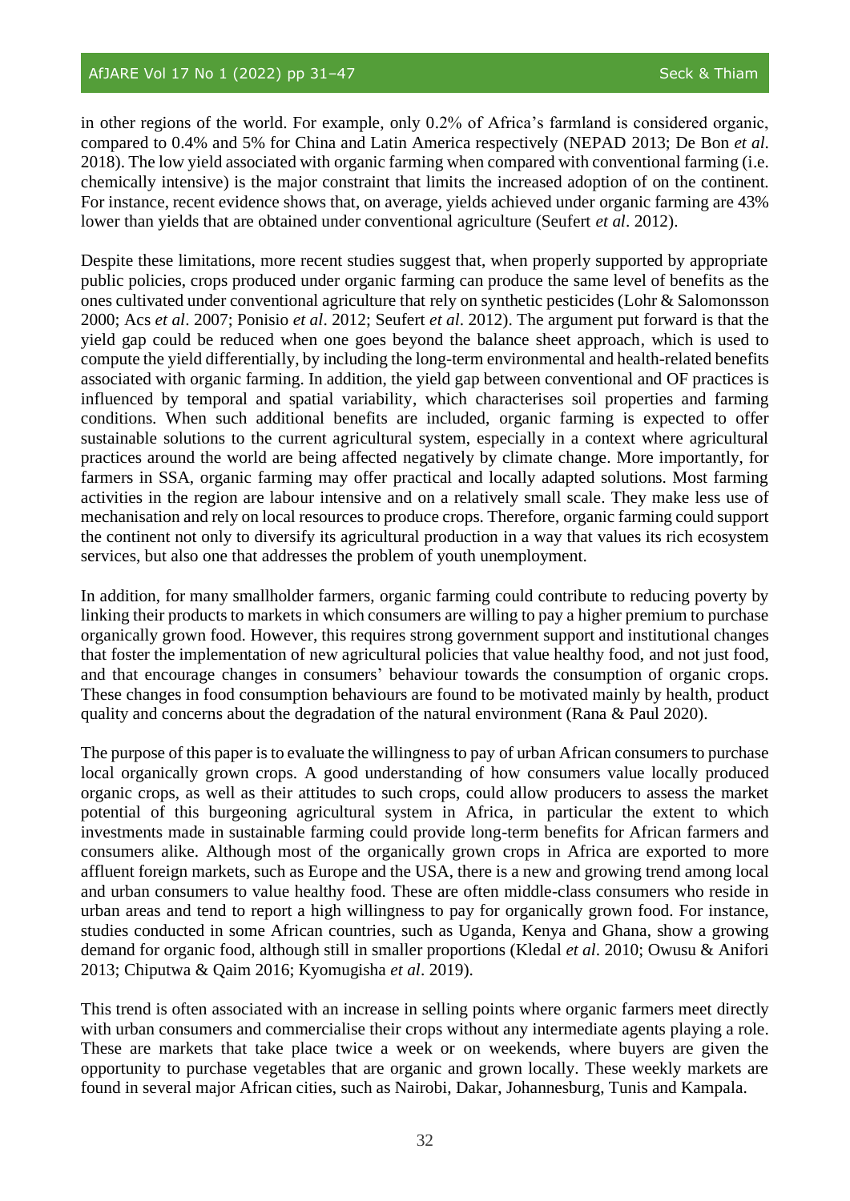in other regions of the world. For example, only 0.2% of Africa's farmland is considered organic, compared to 0.4% and 5% for China and Latin America respectively (NEPAD 2013; De Bon *et al*. 2018). The low yield associated with organic farming when compared with conventional farming (i.e. chemically intensive) is the major constraint that limits the increased adoption of on the continent. For instance, recent evidence shows that, on average, yields achieved under organic farming are 43% lower than yields that are obtained under conventional agriculture (Seufert *et al*. 2012).

Despite these limitations, more recent studies suggest that, when properly supported by appropriate public policies, crops produced under organic farming can produce the same level of benefits as the ones cultivated under conventional agriculture that rely on synthetic pesticides (Lohr & Salomonsson 2000; Acs *et al*. 2007; Ponisio *et al*. 2012; Seufert *et al*. 2012). The argument put forward is that the yield gap could be reduced when one goes beyond the balance sheet approach, which is used to compute the yield differentially, by including the long-term environmental and health-related benefits associated with organic farming. In addition, the yield gap between conventional and OF practices is influenced by temporal and spatial variability, which characterises soil properties and farming conditions. When such additional benefits are included, organic farming is expected to offer sustainable solutions to the current agricultural system, especially in a context where agricultural practices around the world are being affected negatively by climate change. More importantly, for farmers in SSA, organic farming may offer practical and locally adapted solutions. Most farming activities in the region are labour intensive and on a relatively small scale. They make less use of mechanisation and rely on local resources to produce crops. Therefore, organic farming could support the continent not only to diversify its agricultural production in a way that values its rich ecosystem services, but also one that addresses the problem of youth unemployment.

In addition, for many smallholder farmers, organic farming could contribute to reducing poverty by linking their products to markets in which consumers are willing to pay a higher premium to purchase organically grown food. However, this requires strong government support and institutional changes that foster the implementation of new agricultural policies that value healthy food, and not just food, and that encourage changes in consumers' behaviour towards the consumption of organic crops. These changes in food consumption behaviours are found to be motivated mainly by health, product quality and concerns about the degradation of the natural environment (Rana & Paul 2020).

The purpose of this paper is to evaluate the willingness to pay of urban African consumers to purchase local organically grown crops. A good understanding of how consumers value locally produced organic crops, as well as their attitudes to such crops, could allow producers to assess the market potential of this burgeoning agricultural system in Africa, in particular the extent to which investments made in sustainable farming could provide long-term benefits for African farmers and consumers alike. Although most of the organically grown crops in Africa are exported to more affluent foreign markets, such as Europe and the USA, there is a new and growing trend among local and urban consumers to value healthy food. These are often middle-class consumers who reside in urban areas and tend to report a high willingness to pay for organically grown food. For instance, studies conducted in some African countries, such as Uganda, Kenya and Ghana, show a growing demand for organic food, although still in smaller proportions (Kledal *et al*. 2010; Owusu & Anifori 2013; Chiputwa & Qaim 2016; Kyomugisha *et al*. 2019).

This trend is often associated with an increase in selling points where organic farmers meet directly with urban consumers and commercialise their crops without any intermediate agents playing a role. These are markets that take place twice a week or on weekends, where buyers are given the opportunity to purchase vegetables that are organic and grown locally. These weekly markets are found in several major African cities, such as Nairobi, Dakar, Johannesburg, Tunis and Kampala.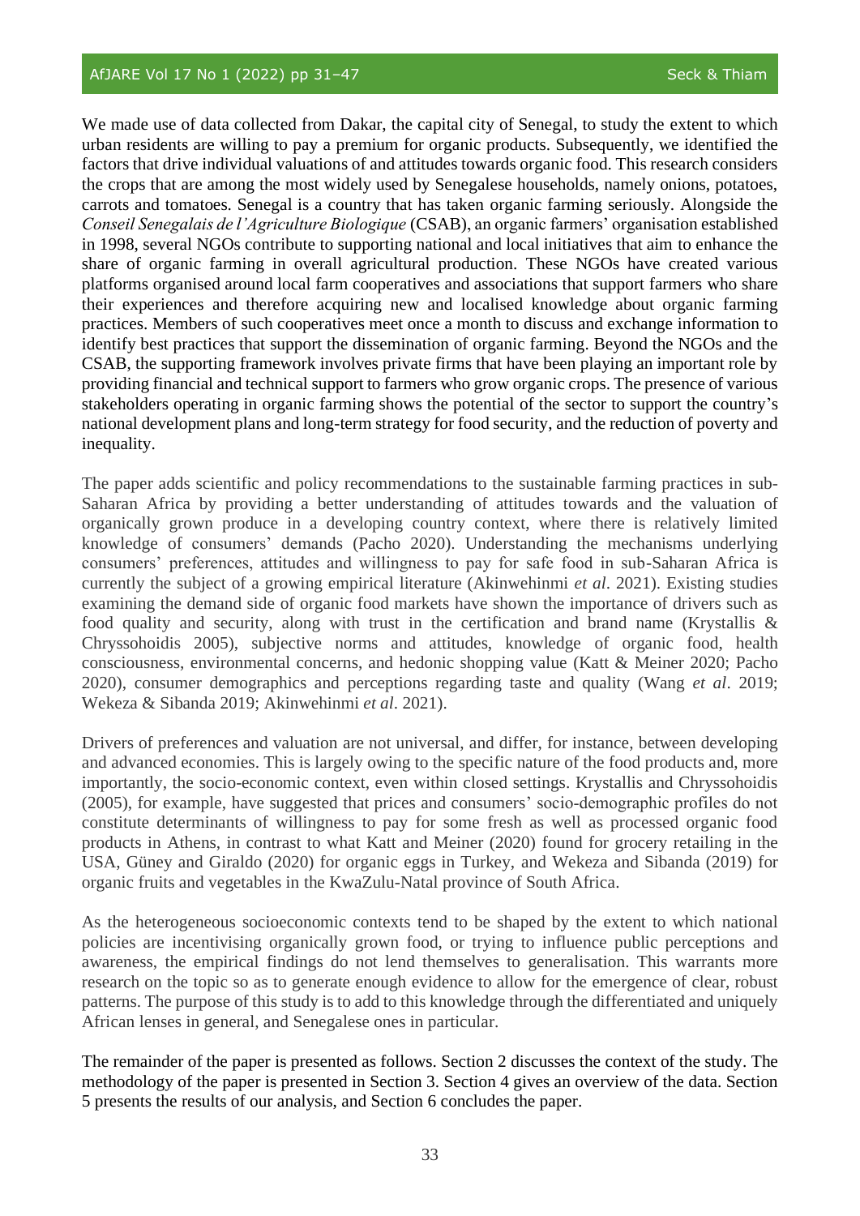We made use of data collected from Dakar, the capital city of Senegal, to study the extent to which urban residents are willing to pay a premium for organic products. Subsequently, we identified the factors that drive individual valuations of and attitudes towards organic food. This research considers the crops that are among the most widely used by Senegalese households, namely onions, potatoes, carrots and tomatoes. Senegal is a country that has taken organic farming seriously. Alongside the *Conseil Senegalais de l'Agriculture Biologique* (CSAB), an organic farmers' organisation established in 1998, several NGOs contribute to supporting national and local initiatives that aim to enhance the share of organic farming in overall agricultural production. These NGOs have created various platforms organised around local farm cooperatives and associations that support farmers who share their experiences and therefore acquiring new and localised knowledge about organic farming practices. Members of such cooperatives meet once a month to discuss and exchange information to identify best practices that support the dissemination of organic farming. Beyond the NGOs and the CSAB, the supporting framework involves private firms that have been playing an important role by providing financial and technical support to farmers who grow organic crops. The presence of various stakeholders operating in organic farming shows the potential of the sector to support the country's national development plans and long-term strategy for food security, and the reduction of poverty and inequality.

The paper adds scientific and policy recommendations to the sustainable farming practices in sub-Saharan Africa by providing a better understanding of attitudes towards and the valuation of organically grown produce in a developing country context, where there is relatively limited knowledge of consumers' demands (Pacho 2020). Understanding the mechanisms underlying consumers' preferences, attitudes and willingness to pay for safe food in sub-Saharan Africa is currently the subject of a growing empirical literature (Akinwehinmi *et al*. 2021). Existing studies examining the demand side of organic food markets have shown the importance of drivers such as food quality and security, along with trust in the certification and brand name (Krystallis & Chryssohoidis 2005), subjective norms and attitudes, knowledge of organic food, health consciousness, environmental concerns, and hedonic shopping value (Katt & Meiner 2020; Pacho 2020), consumer demographics and perceptions regarding taste and quality (Wang *et al*. 2019; Wekeza & Sibanda 2019; Akinwehinmi *et al*. 2021).

Drivers of preferences and valuation are not universal, and differ, for instance, between developing and advanced economies. This is largely owing to the specific nature of the food products and, more importantly, the socio-economic context, even within closed settings. Krystallis and Chryssohoidis (2005), for example, have suggested that prices and consumers' socio-demographic profiles do not constitute determinants of willingness to pay for some fresh as well as processed organic food products in Athens, in contrast to what Katt and Meiner (2020) found for grocery retailing in the USA, Güney and Giraldo (2020) for organic eggs in Turkey, and Wekeza and Sibanda (2019) for organic fruits and vegetables in the KwaZulu-Natal province of South Africa.

As the heterogeneous socioeconomic contexts tend to be shaped by the extent to which national policies are incentivising organically grown food, or trying to influence public perceptions and awareness, the empirical findings do not lend themselves to generalisation. This warrants more research on the topic so as to generate enough evidence to allow for the emergence of clear, robust patterns. The purpose of this study is to add to this knowledge through the differentiated and uniquely African lenses in general, and Senegalese ones in particular.

The remainder of the paper is presented as follows. Section 2 discusses the context of the study. The methodology of the paper is presented in Section 3. Section 4 gives an overview of the data. Section 5 presents the results of our analysis, and Section 6 concludes the paper.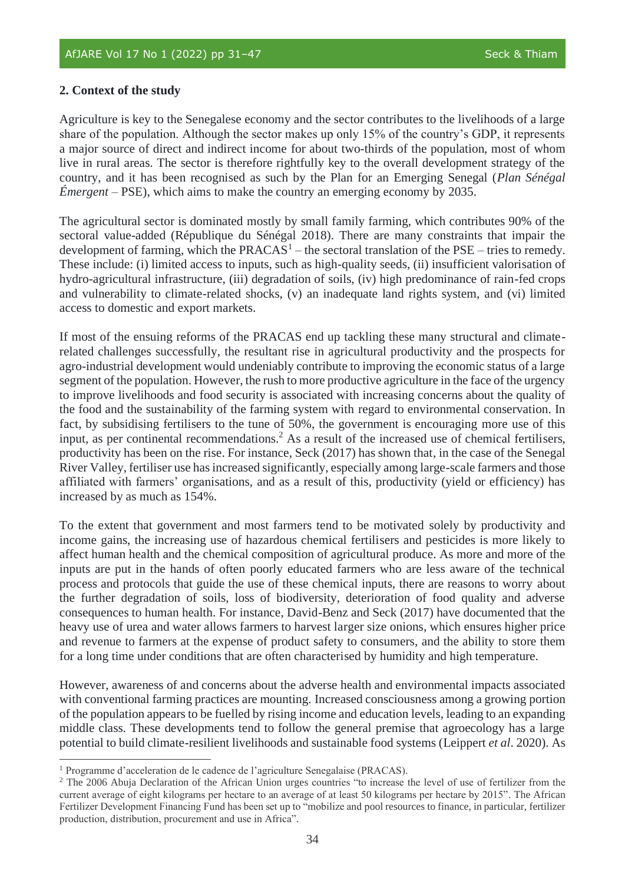## 2. Context of the study

Agriculture is key to the Senegalese economy and the sector contributes to the livelihoods of a large share of the population. Although the sector makes up only 15% of the country's GDP, it represents a major source of direct and indirect income for about two-thirds of the population, most of whom live in rural areas. The sector is therefore rightfully key to the overall development strategy of the country, and it has been recognised as such by the Plan for an Emerging Senegal (*Plan Sénégal Émergent* – PSE), which aims to make the country an emerging economy by 2035.

The agricultural sector is dominated mostly by small family farming, which contributes 90% of the sectoral value-added (République du Sénégal 2018). There are many constraints that impair the development of farming, which the PRACAS[1] – the sectoral translation of the PSE – tries to remedy. These include: (i) limited access to inputs, such as high-quality seeds, (ii) insufficient valorisation of hydro-agricultural infrastructure, (iii) degradation of soils, (iv) high predominance of rain-fed crops and vulnerability to climate-related shocks, (v) an inadequate land rights system, and (vi) limited access to domestic and export markets.

If most of the ensuing reforms of the PRACAS end up tackling these many structural and climate-related challenges successfully, the resultant rise in agricultural productivity and the prospects for agro-industrial development would undeniably contribute to improving the economic status of a large segment of the population. However, the rush to more productive agriculture in the face of the urgency to improve livelihoods and food security is associated with increasing concerns about the quality of the food and the sustainability of the farming system with regard to environmental conservation. In fact, by subsidising fertilisers to the tune of 50%, the government is encouraging more use of this input, as per continental recommendations.[2] As a result of the increased use of chemical fertilisers, productivity has been on the rise. For instance, Seck (2017) has shown that, in the case of the Senegal River Valley, fertiliser use has increased significantly, especially among large-scale farmers and those affiliated with farmers' organisations, and as a result of this, productivity (yield or efficiency) has increased by as much as 154%.

To the extent that government and most farmers tend to be motivated solely by productivity and income gains, the increasing use of hazardous chemical fertilisers and pesticides is more likely to affect human health and the chemical composition of agricultural produce. As more and more of the inputs are put in the hands of often poorly educated farmers who are less aware of the technical process and protocols that guide the use of these chemical inputs, there are reasons to worry about the further degradation of soils, loss of biodiversity, deterioration of food quality and adverse consequences to human health. For instance, David-Benz and Seck (2017) have documented that the heavy use of urea and water allows farmers to harvest larger size onions, which ensures higher price and revenue to farmers at the expense of product safety to consumers, and the ability to store them for a long time under conditions that are often characterised by humidity and high temperature.

However, awareness of and concerns about the adverse health and environmental impacts associated with conventional farming practices are mounting. Increased consciousness among a growing portion of the population appears to be fuelled by rising income and education levels, leading to an expanding middle class. These developments tend to follow the general premise that agroecology has a large potential to build climate-resilient livelihoods and sustainable food systems (Leippert *et al*. 2020). As

---

[1] Programme d'acceleration de le cadence de l'agriculture Senegalaise (PRACAS).

[2] The 2006 Abuja Declaration of the African Union urges countries "to increase the level of use of fertilizer from the current average of eight kilograms per hectare to an average of at least 50 kilograms per hectare by 2015". The African Fertilizer Development Financing Fund has been set up to "mobilize and pool resources to finance, in particular, fertilizer production, distribution, procurement and use in Africa".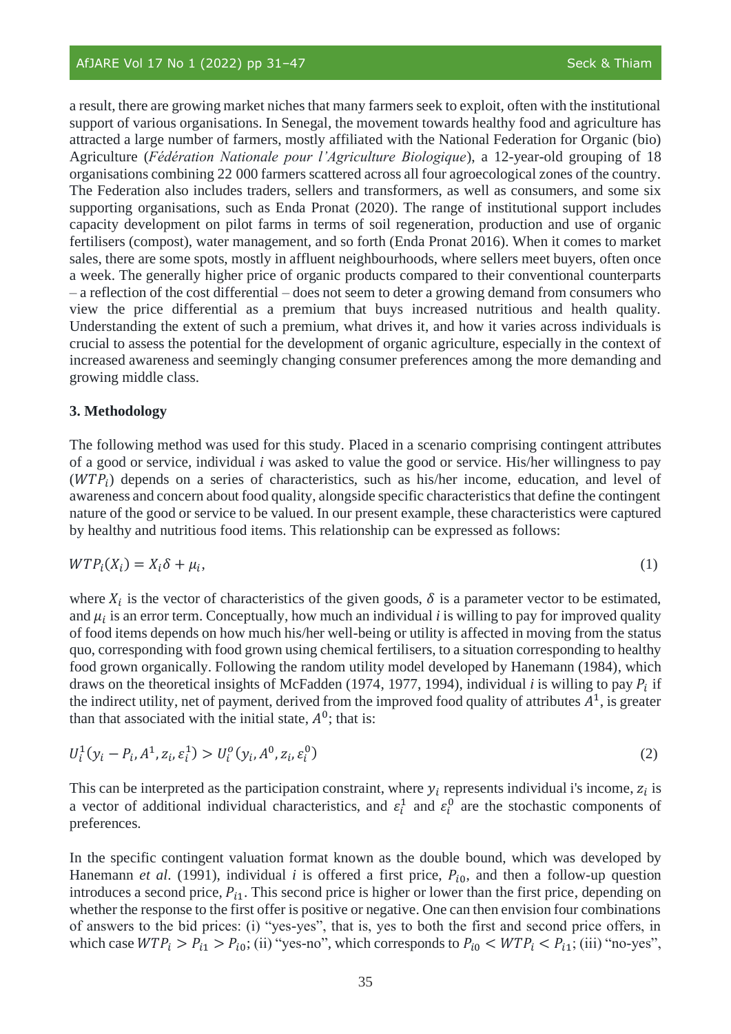a result, there are growing market niches that many farmers seek to exploit, often with the institutional support of various organisations. In Senegal, the movement towards healthy food and agriculture has attracted a large number of farmers, mostly affiliated with the National Federation for Organic (bio) Agriculture (*Fédération Nationale pour l'Agriculture Biologique*), a 12-year-old grouping of 18 organisations combining 22 000 farmers scattered across all four agroecological zones of the country. The Federation also includes traders, sellers and transformers, as well as consumers, and some six supporting organisations, such as Enda Pronat (2020). The range of institutional support includes capacity development on pilot farms in terms of soil regeneration, production and use of organic fertilisers (compost), water management, and so forth (Enda Pronat 2016). When it comes to market sales, there are some spots, mostly in affluent neighbourhoods, where sellers meet buyers, often once a week. The generally higher price of organic products compared to their conventional counterparts – a reflection of the cost differential – does not seem to deter a growing demand from consumers who view the price differential as a premium that buys increased nutritious and health quality. Understanding the extent of such a premium, what drives it, and how it varies across individuals is crucial to assess the potential for the development of organic agriculture, especially in the context of increased awareness and seemingly changing consumer preferences among the more demanding and growing middle class.

## 3. Methodology

The following method was used for this study. Placed in a scenario comprising contingent attributes of a good or service, individual *i* was asked to value the good or service. His/her willingness to pay ($WTP_i$) depends on a series of characteristics, such as his/her income, education, and level of awareness and concern about food quality, alongside specific characteristics that define the contingent nature of the good or service to be valued. In our present example, these characteristics were captured by healthy and nutritious food items. This relationship can be expressed as follows:

$$WTP_i(X_i) = X_i\delta + \mu_i, \tag{1}$$

where $X_i$ is the vector of characteristics of the given goods, $\delta$ is a parameter vector to be estimated, and $\mu_i$ is an error term. Conceptually, how much an individual *i* is willing to pay for improved quality of food items depends on how much his/her well-being or utility is affected in moving from the status quo, corresponding with food grown using chemical fertilisers, to a situation corresponding to healthy food grown organically. Following the random utility model developed by Hanemann (1984), which draws on the theoretical insights of McFadden (1974, 1977, 1994), individual *i* is willing to pay $P_i$ if the indirect utility, net of payment, derived from the improved food quality of attributes $A^1$, is greater than that associated with the initial state, $A^0$; that is:

$$U_i^1(y_i - P_i, A^1, z_i, \varepsilon_i^1) > U_i^o(y_i, A^0, z_i, \varepsilon_i^0) \tag{2}$$

This can be interpreted as the participation constraint, where $y_i$ represents individual i's income, $z_i$ is a vector of additional individual characteristics, and $\varepsilon_i^1$ and $\varepsilon_i^0$ are the stochastic components of preferences.

In the specific contingent valuation format known as the double bound, which was developed by Hanemann *et al*. (1991), individual *i* is offered a first price, $P_{i0}$, and then a follow-up question introduces a second price, $P_{i1}$. This second price is higher or lower than the first price, depending on whether the response to the first offer is positive or negative. One can then envision four combinations of answers to the bid prices: (i) "yes-yes", that is, yes to both the first and second price offers, in which case $WTP_i > P_{i1} > P_{i0}$; (ii) "yes-no", which corresponds to $P_{i0} < WTP_i < P_{i1}$; (iii) "no-yes",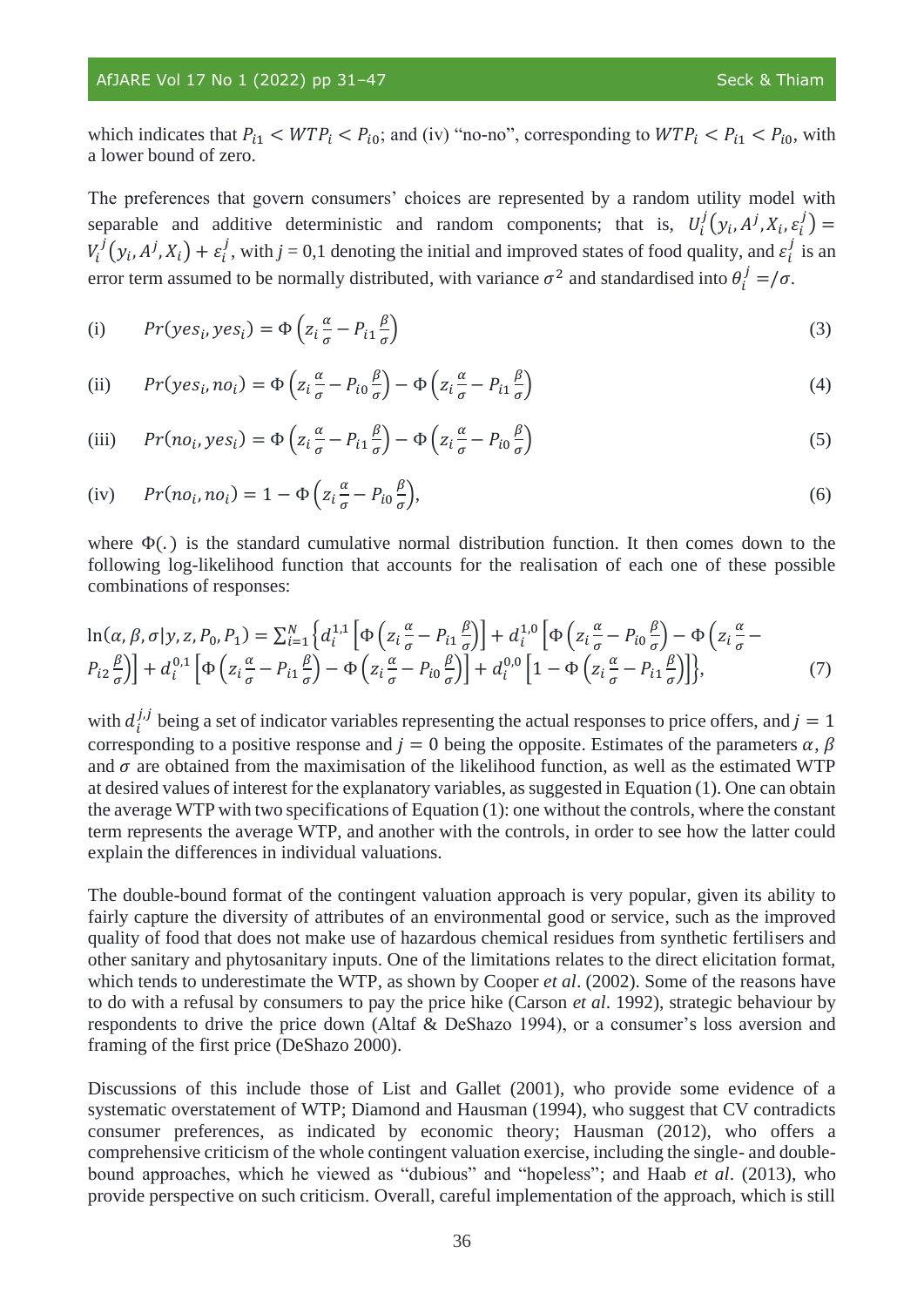which indicates that $P_{i1} < WTP_i < P_{i0}$; and (iv) "no-no", corresponding to $WTP_i < P_{i1} < P_{i0}$, with a lower bound of zero.

The preferences that govern consumers' choices are represented by a random utility model with separable and additive deterministic and random components; that is, $U_i^j(y_i, A^j, X_i, \varepsilon_i^j) = V_i^j(y_i, A^j, X_i) + \varepsilon_i^j$, with $j$ = 0,1 denoting the initial and improved states of food quality, and $\varepsilon_i^j$ is an error term assumed to be normally distributed, with variance $\sigma^2$ and standardised into $\theta_i^j = /\sigma$.

$$\text{(i)} \qquad Pr(yes_i, yes_i) = \Phi\left(z_i \frac{\alpha}{\sigma} - P_{i1} \frac{\beta}{\sigma}\right) \tag{3}$$

$$\text{(ii)} \qquad Pr(yes_i, no_i) = \Phi\left(z_i \frac{\alpha}{\sigma} - P_{i0} \frac{\beta}{\sigma}\right) - \Phi\left(z_i \frac{\alpha}{\sigma} - P_{i1} \frac{\beta}{\sigma}\right) \tag{4}$$

$$\text{(iii)} \qquad Pr(no_i, yes_i) = \Phi\left(z_i \frac{\alpha}{\sigma} - P_{i1} \frac{\beta}{\sigma}\right) - \Phi\left(z_i \frac{\alpha}{\sigma} - P_{i0} \frac{\beta}{\sigma}\right) \tag{5}$$

$$\text{(iv)} \qquad Pr(no_i, no_i) = 1 - \Phi\left(z_i \frac{\alpha}{\sigma} - P_{i0} \frac{\beta}{\sigma}\right), \tag{6}$$

where $\Phi(.)$ is the standard cumulative normal distribution function. It then comes down to the following log-likelihood function that accounts for the realisation of each one of these possible combinations of responses:

$$\ln(\alpha, \beta, \sigma | y, z, P_0, P_1) = \sum_{i=1}^{N} \left\{ d_i^{1,1} \left[\Phi\left(z_i \frac{\alpha}{\sigma} - P_{i1} \frac{\beta}{\sigma}\right)\right] + d_i^{1,0} \left[\Phi\left(z_i \frac{\alpha}{\sigma} - P_{i0} \frac{\beta}{\sigma}\right) - \Phi\left(z_i \frac{\alpha}{\sigma} - P_{i2} \frac{\beta}{\sigma}\right)\right] + d_i^{0,1} \left[\Phi\left(z_i \frac{\alpha}{\sigma} - P_{i1} \frac{\beta}{\sigma}\right) - \Phi\left(z_i \frac{\alpha}{\sigma} - P_{i0} \frac{\beta}{\sigma}\right)\right] + d_i^{0,0} \left[1 - \Phi\left(z_i \frac{\alpha}{\sigma} - P_{i1} \frac{\beta}{\sigma}\right)\right] \right\}, \tag{7}$$

with $d_i^{j,j}$ being a set of indicator variables representing the actual responses to price offers, and $j = 1$ corresponding to a positive response and $j = 0$ being the opposite. Estimates of the parameters $\alpha$, $\beta$ and $\sigma$ are obtained from the maximisation of the likelihood function, as well as the estimated WTP at desired values of interest for the explanatory variables, as suggested in Equation (1). One can obtain the average WTP with two specifications of Equation (1): one without the controls, where the constant term represents the average WTP, and another with the controls, in order to see how the latter could explain the differences in individual valuations.

The double-bound format of the contingent valuation approach is very popular, given its ability to fairly capture the diversity of attributes of an environmental good or service, such as the improved quality of food that does not make use of hazardous chemical residues from synthetic fertilisers and other sanitary and phytosanitary inputs. One of the limitations relates to the direct elicitation format, which tends to underestimate the WTP, as shown by Cooper *et al*. (2002). Some of the reasons have to do with a refusal by consumers to pay the price hike (Carson *et al*. 1992), strategic behaviour by respondents to drive the price down (Altaf & DeShazo 1994), or a consumer's loss aversion and framing of the first price (DeShazo 2000).

Discussions of this include those of List and Gallet (2001), who provide some evidence of a systematic overstatement of WTP; Diamond and Hausman (1994), who suggest that CV contradicts consumer preferences, as indicated by economic theory; Hausman (2012), who offers a comprehensive criticism of the whole contingent valuation exercise, including the single- and double-bound approaches, which he viewed as "dubious" and "hopeless"; and Haab *et al*. (2013), who provide perspective on such criticism. Overall, careful implementation of the approach, which is still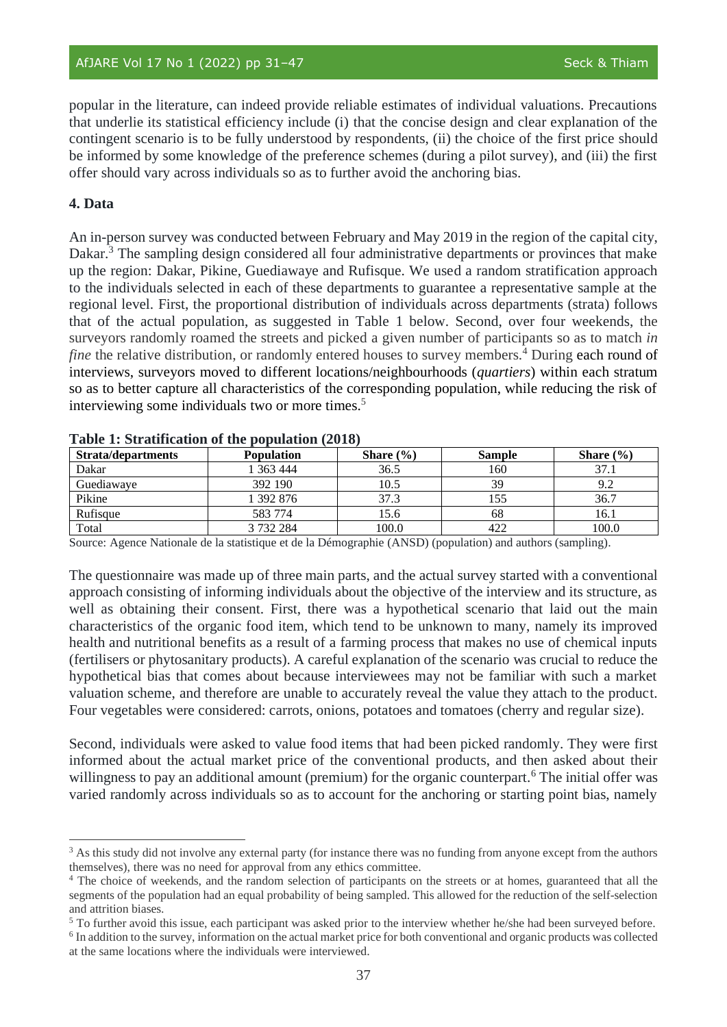popular in the literature, can indeed provide reliable estimates of individual valuations. Precautions that underlie its statistical efficiency include (i) that the concise design and clear explanation of the contingent scenario is to be fully understood by respondents, (ii) the choice of the first price should be informed by some knowledge of the preference schemes (during a pilot survey), and (iii) the first offer should vary across individuals so as to further avoid the anchoring bias.

## 4. Data

An in-person survey was conducted between February and May 2019 in the region of the capital city, Dakar.[3] The sampling design considered all four administrative departments or provinces that make up the region: Dakar, Pikine, Guediawaye and Rufisque. We used a random stratification approach to the individuals selected in each of these departments to guarantee a representative sample at the regional level. First, the proportional distribution of individuals across departments (strata) follows that of the actual population, as suggested in Table 1 below. Second, over four weekends, the surveyors randomly roamed the streets and picked a given number of participants so as to match *in fine* the relative distribution, or randomly entered houses to survey members.[4] During each round of interviews, surveyors moved to different locations/neighbourhoods (*quartiers*) within each stratum so as to better capture all characteristics of the corresponding population, while reducing the risk of interviewing some individuals two or more times.[5]

**Table 1: Stratification of the population (2018)**

| Strata/departments | Population | Share (%) | Sample | Share (%) |
|---|---|---|---|---|
| Dakar | 1 363 444 | 36.5 | 160 | 37.1 |
| Guediawaye | 392 190 | 10.5 | 39 | 9.2 |
| Pikine | 1 392 876 | 37.3 | 155 | 36.7 |
| Rufisque | 583 774 | 15.6 | 68 | 16.1 |
| Total | 3 732 284 | 100.0 | 422 | 100.0 |

Source: Agence Nationale de la statistique et de la Démographie (ANSD) (population) and authors (sampling).

The questionnaire was made up of three main parts, and the actual survey started with a conventional approach consisting of informing individuals about the objective of the interview and its structure, as well as obtaining their consent. First, there was a hypothetical scenario that laid out the main characteristics of the organic food item, which tend to be unknown to many, namely its improved health and nutritional benefits as a result of a farming process that makes no use of chemical inputs (fertilisers or phytosanitary products). A careful explanation of the scenario was crucial to reduce the hypothetical bias that comes about because interviewees may not be familiar with such a market valuation scheme, and therefore are unable to accurately reveal the value they attach to the product. Four vegetables were considered: carrots, onions, potatoes and tomatoes (cherry and regular size).

Second, individuals were asked to value food items that had been picked randomly. They were first informed about the actual market price of the conventional products, and then asked about their willingness to pay an additional amount (premium) for the organic counterpart.[6] The initial offer was varied randomly across individuals so as to account for the anchoring or starting point bias, namely

---

[3] As this study did not involve any external party (for instance there was no funding from anyone except from the authors themselves), there was no need for approval from any ethics committee.

[4] The choice of weekends, and the random selection of participants on the streets or at homes, guaranteed that all the segments of the population had an equal probability of being sampled. This allowed for the reduction of the self-selection and attrition biases.

[5] To further avoid this issue, each participant was asked prior to the interview whether he/she had been surveyed before.

[6] In addition to the survey, information on the actual market price for both conventional and organic products was collected at the same locations where the individuals were interviewed.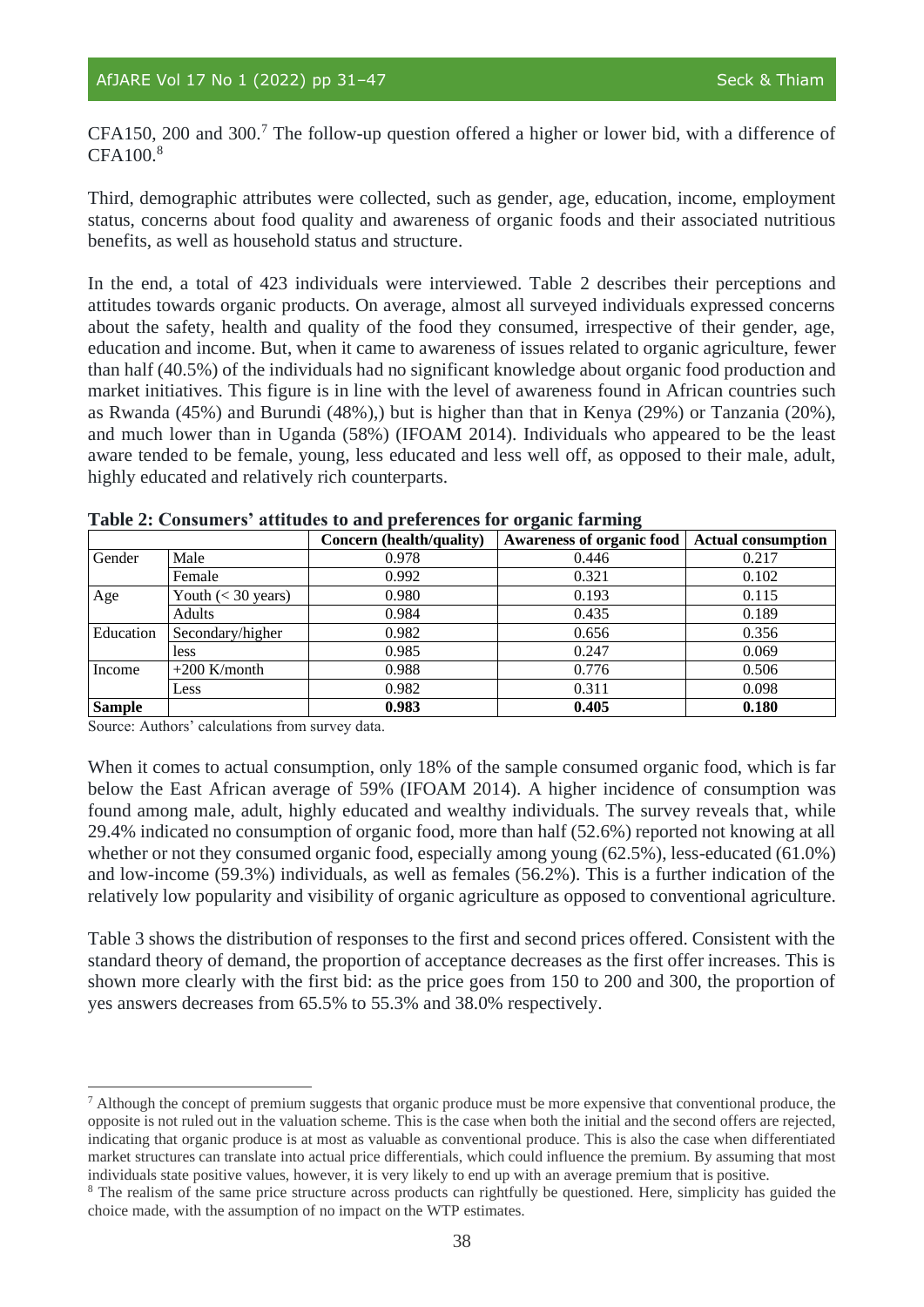CFA150, 200 and 300.[7] The follow-up question offered a higher or lower bid, with a difference of CFA100.[8]

Third, demographic attributes were collected, such as gender, age, education, income, employment status, concerns about food quality and awareness of organic foods and their associated nutritious benefits, as well as household status and structure.

In the end, a total of 423 individuals were interviewed. Table 2 describes their perceptions and attitudes towards organic products. On average, almost all surveyed individuals expressed concerns about the safety, health and quality of the food they consumed, irrespective of their gender, age, education and income. But, when it came to awareness of issues related to organic agriculture, fewer than half (40.5%) of the individuals had no significant knowledge about organic food production and market initiatives. This figure is in line with the level of awareness found in African countries such as Rwanda (45%) and Burundi (48%),) but is higher than that in Kenya (29%) or Tanzania (20%), and much lower than in Uganda (58%) (IFOAM 2014). Individuals who appeared to be the least aware tended to be female, young, less educated and less well off, as opposed to their male, adult, highly educated and relatively rich counterparts.

**Table 2: Consumers' attitudes to and preferences for organic farming**

| | | Concern (health/quality) | Awareness of organic food | Actual consumption |
|---|---|---|---|---|
| Gender | Male | 0.978 | 0.446 | 0.217 |
| | Female | 0.992 | 0.321 | 0.102 |
| Age | Youth (< 30 years) | 0.980 | 0.193 | 0.115 |
| | Adults | 0.984 | 0.435 | 0.189 |
| Education | Secondary/higher | 0.982 | 0.656 | 0.356 |
| | less | 0.985 | 0.247 | 0.069 |
| Income | +200 K/month | 0.988 | 0.776 | 0.506 |
| | Less | 0.982 | 0.311 | 0.098 |
| **Sample** | | **0.983** | **0.405** | **0.180** |

Source: Authors' calculations from survey data.

When it comes to actual consumption, only 18% of the sample consumed organic food, which is far below the East African average of 59% (IFOAM 2014). A higher incidence of consumption was found among male, adult, highly educated and wealthy individuals. The survey reveals that, while 29.4% indicated no consumption of organic food, more than half (52.6%) reported not knowing at all whether or not they consumed organic food, especially among young (62.5%), less-educated (61.0%) and low-income (59.3%) individuals, as well as females (56.2%). This is a further indication of the relatively low popularity and visibility of organic agriculture as opposed to conventional agriculture.

Table 3 shows the distribution of responses to the first and second prices offered. Consistent with the standard theory of demand, the proportion of acceptance decreases as the first offer increases. This is shown more clearly with the first bid: as the price goes from 150 to 200 and 300, the proportion of yes answers decreases from 65.5% to 55.3% and 38.0% respectively.

[7] Although the concept of premium suggests that organic produce must be more expensive that conventional produce, the opposite is not ruled out in the valuation scheme. This is the case when both the initial and the second offers are rejected, indicating that organic produce is at most as valuable as conventional produce. This is also the case when differentiated market structures can translate into actual price differentials, which could influence the premium. By assuming that most individuals state positive values, however, it is very likely to end up with an average premium that is positive.

[8] The realism of the same price structure across products can rightfully be questioned. Here, simplicity has guided the choice made, with the assumption of no impact on the WTP estimates.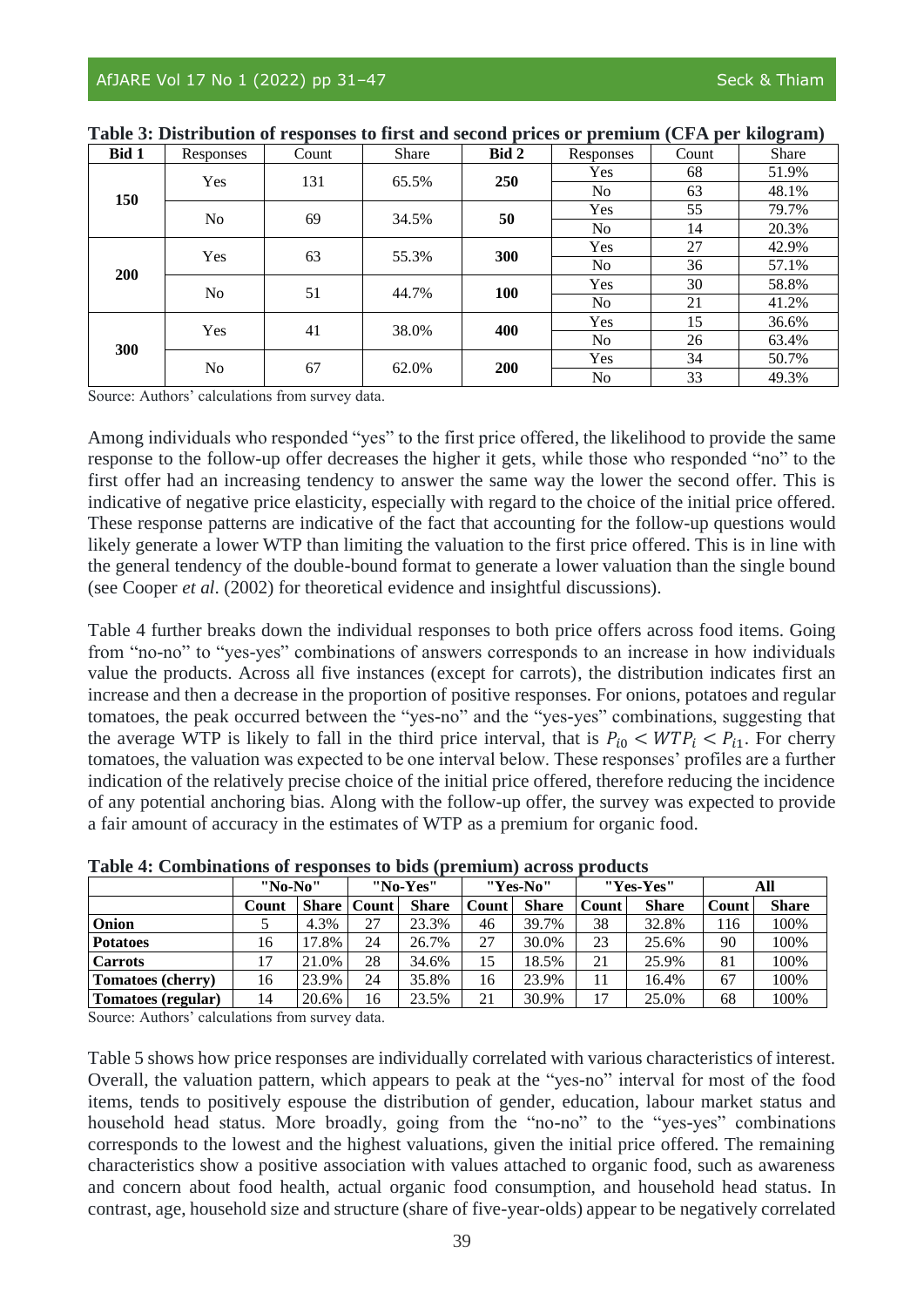**Table 3: Distribution of responses to first and second prices or premium (CFA per kilogram)**

| Bid 1 | Responses | Count | Share | Bid 2 | Responses | Count | Share |
|---|---|---|---|---|---|---|---|
| 150 | Yes | 131 | 65.5% | 250 | Yes | 68 | 51.9% |
| | | | | | No | 63 | 48.1% |
| | No | 69 | 34.5% | 50 | Yes | 55 | 79.7% |
| | | | | | No | 14 | 20.3% |
| 200 | Yes | 63 | 55.3% | 300 | Yes | 27 | 42.9% |
| | | | | | No | 36 | 57.1% |
| | No | 51 | 44.7% | 100 | Yes | 30 | 58.8% |
| | | | | | No | 21 | 41.2% |
| 300 | Yes | 41 | 38.0% | 400 | Yes | 15 | 36.6% |
| | | | | | No | 26 | 63.4% |
| | No | 67 | 62.0% | 200 | Yes | 34 | 50.7% |
| | | | | | No | 33 | 49.3% |

Source: Authors' calculations from survey data.

Among individuals who responded "yes" to the first price offered, the likelihood to provide the same response to the follow-up offer decreases the higher it gets, while those who responded "no" to the first offer had an increasing tendency to answer the same way the lower the second offer. This is indicative of negative price elasticity, especially with regard to the choice of the initial price offered. These response patterns are indicative of the fact that accounting for the follow-up questions would likely generate a lower WTP than limiting the valuation to the first price offered. This is in line with the general tendency of the double-bound format to generate a lower valuation than the single bound (see Cooper *et al*. (2002) for theoretical evidence and insightful discussions).

Table 4 further breaks down the individual responses to both price offers across food items. Going from "no-no" to "yes-yes" combinations of answers corresponds to an increase in how individuals value the products. Across all five instances (except for carrots), the distribution indicates first an increase and then a decrease in the proportion of positive responses. For onions, potatoes and regular tomatoes, the peak occurred between the "yes-no" and the "yes-yes" combinations, suggesting that the average WTP is likely to fall in the third price interval, that is $P_{i0} < WTP_i < P_{i1}$. For cherry tomatoes, the valuation was expected to be one interval below. These responses' profiles are a further indication of the relatively precise choice of the initial price offered, therefore reducing the incidence of any potential anchoring bias. Along with the follow-up offer, the survey was expected to provide a fair amount of accuracy in the estimates of WTP as a premium for organic food.

**Table 4: Combinations of responses to bids (premium) across products**

| | "No-No" | | "No-Yes" | | "Yes-No" | | "Yes-Yes" | | All | |
|---|---|---|---|---|---|---|---|---|---|---|
| | **Count** | **Share** | **Count** | **Share** | **Count** | **Share** | **Count** | **Share** | **Count** | **Share** |
| **Onion** | 5 | 4.3% | 27 | 23.3% | 46 | 39.7% | 38 | 32.8% | 116 | 100% |
| **Potatoes** | 16 | 17.8% | 24 | 26.7% | 27 | 30.0% | 23 | 25.6% | 90 | 100% |
| **Carrots** | 17 | 21.0% | 28 | 34.6% | 15 | 18.5% | 21 | 25.9% | 81 | 100% |
| **Tomatoes (cherry)** | 16 | 23.9% | 24 | 35.8% | 16 | 23.9% | 11 | 16.4% | 67 | 100% |
| **Tomatoes (regular)** | 14 | 20.6% | 16 | 23.5% | 21 | 30.9% | 17 | 25.0% | 68 | 100% |

Source: Authors' calculations from survey data.

Table 5 shows how price responses are individually correlated with various characteristics of interest. Overall, the valuation pattern, which appears to peak at the "yes-no" interval for most of the food items, tends to positively espouse the distribution of gender, education, labour market status and household head status. More broadly, going from the "no-no" to the "yes-yes" combinations corresponds to the lowest and the highest valuations, given the initial price offered. The remaining characteristics show a positive association with values attached to organic food, such as awareness and concern about food health, actual organic food consumption, and household head status. In contrast, age, household size and structure (share of five-year-olds) appear to be negatively correlated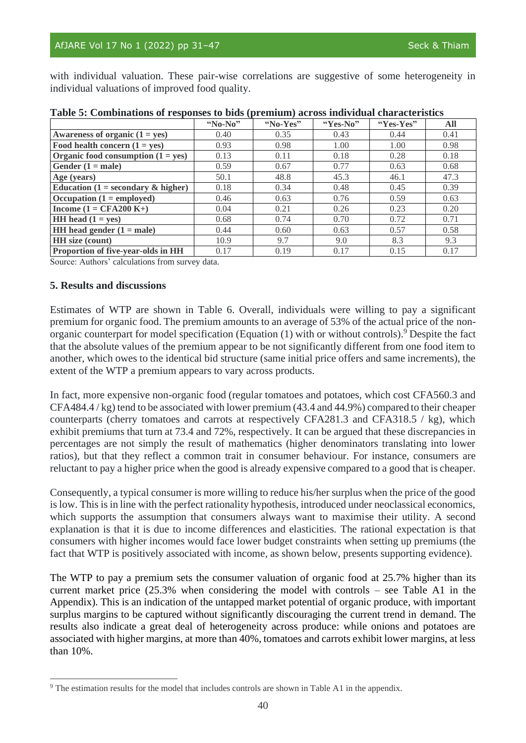with individual valuation. These pair-wise correlations are suggestive of some heterogeneity in individual valuations of improved food quality.

**Table 5: Combinations of responses to bids (premium) across individual characteristics**

| | "No-No" | "No-Yes" | "Yes-No" | "Yes-Yes" | All |
|---|---|---|---|---|---|
| **Awareness of organic (1 = yes)** | 0.40 | 0.35 | 0.43 | 0.44 | 0.41 |
| **Food health concern (1 = yes)** | 0.93 | 0.98 | 1.00 | 1.00 | 0.98 |
| **Organic food consumption (1 = yes)** | 0.13 | 0.11 | 0.18 | 0.28 | 0.18 |
| **Gender (1 = male)** | 0.59 | 0.67 | 0.77 | 0.63 | 0.68 |
| **Age (years)** | 50.1 | 48.8 | 45.3 | 46.1 | 47.3 |
| **Education (1 = secondary & higher)** | 0.18 | 0.34 | 0.48 | 0.45 | 0.39 |
| **Occupation (1 = employed)** | 0.46 | 0.63 | 0.76 | 0.59 | 0.63 |
| **Income (1 = CFA200 K+)** | 0.04 | 0.21 | 0.26 | 0.23 | 0.20 |
| **HH head (1 = yes)** | 0.68 | 0.74 | 0.70 | 0.72 | 0.71 |
| **HH head gender (1 = male)** | 0.44 | 0.60 | 0.63 | 0.57 | 0.58 |
| **HH size (count)** | 10.9 | 9.7 | 9.0 | 8.3 | 9.3 |
| **Proportion of five-year-olds in HH** | 0.17 | 0.19 | 0.17 | 0.15 | 0.17 |

Source: Authors' calculations from survey data.

### 5. Results and discussions

Estimates of WTP are shown in Table 6. Overall, individuals were willing to pay a significant premium for organic food. The premium amounts to an average of 53% of the actual price of the non-organic counterpart for model specification (Equation (1) with or without controls).[9] Despite the fact that the absolute values of the premium appear to be not significantly different from one food item to another, which owes to the identical bid structure (same initial price offers and same increments), the extent of the WTP a premium appears to vary across products.

In fact, more expensive non-organic food (regular tomatoes and potatoes, which cost CFA560.3 and CFA484.4 / kg) tend to be associated with lower premium (43.4 and 44.9%) compared to their cheaper counterparts (cherry tomatoes and carrots at respectively CFA281.3 and CFA318.5 / kg), which exhibit premiums that turn at 73.4 and 72%, respectively. It can be argued that these discrepancies in percentages are not simply the result of mathematics (higher denominators translating into lower ratios), but that they reflect a common trait in consumer behaviour. For instance, consumers are reluctant to pay a higher price when the good is already expensive compared to a good that is cheaper.

Consequently, a typical consumer is more willing to reduce his/her surplus when the price of the good is low. This is in line with the perfect rationality hypothesis, introduced under neoclassical economics, which supports the assumption that consumers always want to maximise their utility. A second explanation is that it is due to income differences and elasticities. The rational expectation is that consumers with higher incomes would face lower budget constraints when setting up premiums (the fact that WTP is positively associated with income, as shown below, presents supporting evidence).

The WTP to pay a premium sets the consumer valuation of organic food at 25.7% higher than its current market price (25.3% when considering the model with controls – see Table A1 in the Appendix). This is an indication of the untapped market potential of organic produce, with important surplus margins to be captured without significantly discouraging the current trend in demand. The results also indicate a great deal of heterogeneity across produce: while onions and potatoes are associated with higher margins, at more than 40%, tomatoes and carrots exhibit lower margins, at less than 10%.

[9] The estimation results for the model that includes controls are shown in Table A1 in the appendix.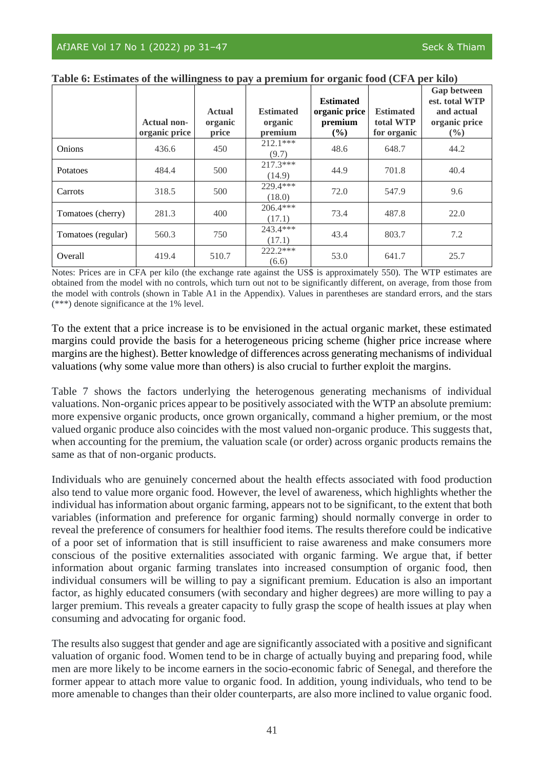**Table 6: Estimates of the willingness to pay a premium for organic food (CFA per kilo)**

| | Actual non-organic price | Actual organic price | Estimated organic premium | Estimated organic price premium (%) | Estimated total WTP for organic | Gap between est. total WTP and actual organic price (%) |
|---|---|---|---|---|---|---|
| Onions | 436.6 | 450 | 212.1*** (9.7) | 48.6 | 648.7 | 44.2 |
| Potatoes | 484.4 | 500 | 217.3*** (14.9) | 44.9 | 701.8 | 40.4 |
| Carrots | 318.5 | 500 | 229.4*** (18.0) | 72.0 | 547.9 | 9.6 |
| Tomatoes (cherry) | 281.3 | 400 | 206.4*** (17.1) | 73.4 | 487.8 | 22.0 |
| Tomatoes (regular) | 560.3 | 750 | 243.4*** (17.1) | 43.4 | 803.7 | 7.2 |
| Overall | 419.4 | 510.7 | 222.2*** (6.6) | 53.0 | 641.7 | 25.7 |

Notes: Prices are in CFA per kilo (the exchange rate against the US$ is approximately 550). The WTP estimates are obtained from the model with no controls, which turn out not to be significantly different, on average, from those from the model with controls (shown in Table A1 in the Appendix). Values in parentheses are standard errors, and the stars (***) denote significance at the 1% level.

To the extent that a price increase is to be envisioned in the actual organic market, these estimated margins could provide the basis for a heterogeneous pricing scheme (higher price increase where margins are the highest). Better knowledge of differences across generating mechanisms of individual valuations (why some value more than others) is also crucial to further exploit the margins.

Table 7 shows the factors underlying the heterogenous generating mechanisms of individual valuations. Non-organic prices appear to be positively associated with the WTP an absolute premium: more expensive organic products, once grown organically, command a higher premium, or the most valued organic produce also coincides with the most valued non-organic produce. This suggests that, when accounting for the premium, the valuation scale (or order) across organic products remains the same as that of non-organic products.

Individuals who are genuinely concerned about the health effects associated with food production also tend to value more organic food. However, the level of awareness, which highlights whether the individual has information about organic farming, appears not to be significant, to the extent that both variables (information and preference for organic farming) should normally converge in order to reveal the preference of consumers for healthier food items. The results therefore could be indicative of a poor set of information that is still insufficient to raise awareness and make consumers more conscious of the positive externalities associated with organic farming. We argue that, if better information about organic farming translates into increased consumption of organic food, then individual consumers will be willing to pay a significant premium. Education is also an important factor, as highly educated consumers (with secondary and higher degrees) are more willing to pay a larger premium. This reveals a greater capacity to fully grasp the scope of health issues at play when consuming and advocating for organic food.

The results also suggest that gender and age are significantly associated with a positive and significant valuation of organic food. Women tend to be in charge of actually buying and preparing food, while men are more likely to be income earners in the socio-economic fabric of Senegal, and therefore the former appear to attach more value to organic food. In addition, young individuals, who tend to be more amenable to changes than their older counterparts, are also more inclined to value organic food.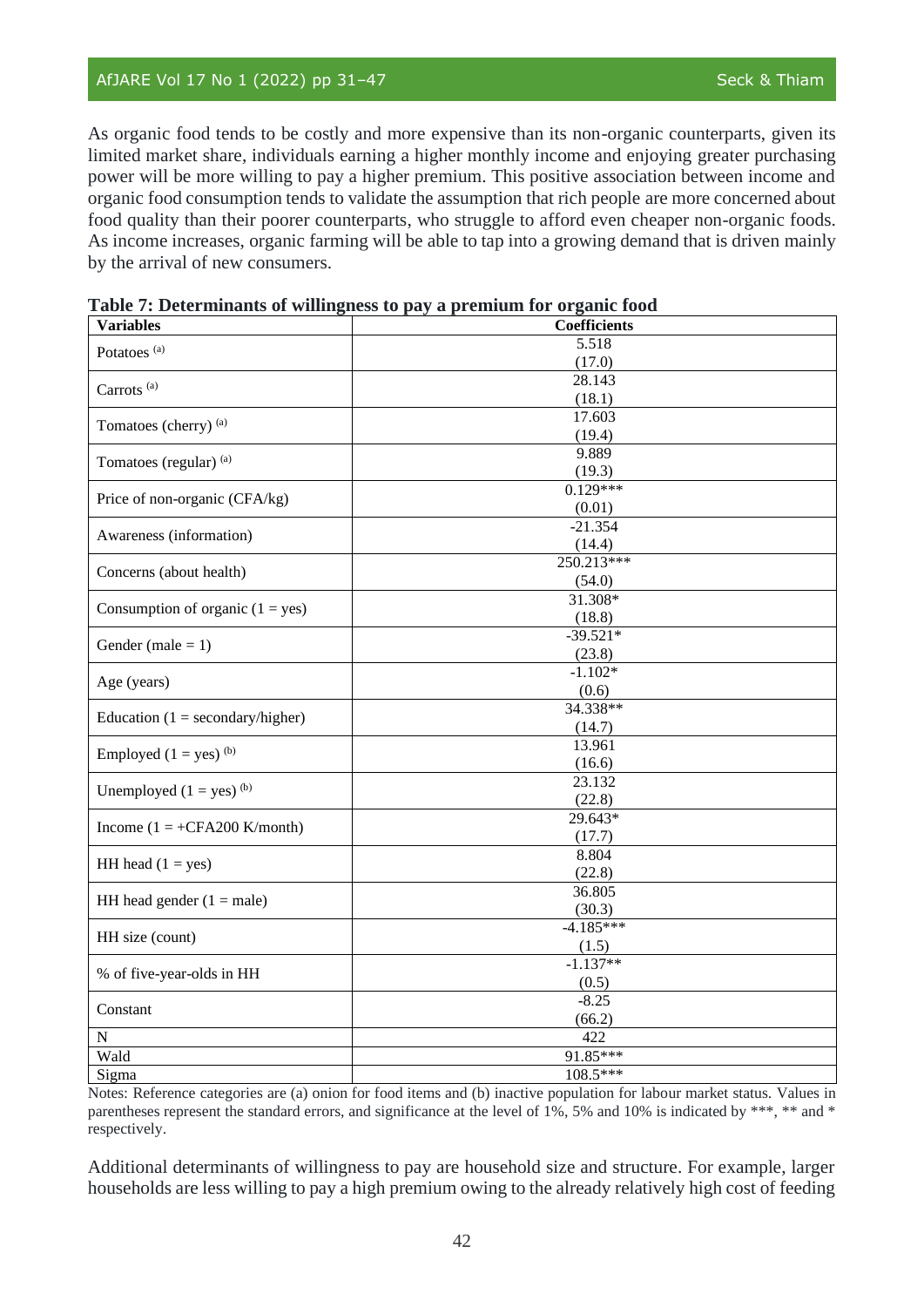As organic food tends to be costly and more expensive than its non-organic counterparts, given its limited market share, individuals earning a higher monthly income and enjoying greater purchasing power will be more willing to pay a higher premium. This positive association between income and organic food consumption tends to validate the assumption that rich people are more concerned about food quality than their poorer counterparts, who struggle to afford even cheaper non-organic foods. As income increases, organic farming will be able to tap into a growing demand that is driven mainly by the arrival of new consumers.

**Table 7: Determinants of willingness to pay a premium for organic food**

| Variables | Coefficients |
|---|---|
| Potatoes [(a)] | 5.518<br>(17.0) |
| Carrots [(a)] | 28.143<br>(18.1) |
| Tomatoes (cherry) [(a)] | 17.603<br>(19.4) |
| Tomatoes (regular) [(a)] | 9.889<br>(19.3) |
| Price of non-organic (CFA/kg) | 0.129***<br>(0.01) |
| Awareness (information) | -21.354<br>(14.4) |
| Concerns (about health) | 250.213***<br>(54.0) |
| Consumption of organic (1 = yes) | 31.308*<br>(18.8) |
| Gender (male = 1) | -39.521*<br>(23.8) |
| Age (years) | -1.102*<br>(0.6) |
| Education (1 = secondary/higher) | 34.338**<br>(14.7) |
| Employed (1 = yes) [(b)] | 13.961<br>(16.6) |
| Unemployed (1 = yes) [(b)] | 23.132<br>(22.8) |
| Income (1 = +CFA200 K/month) | 29.643*<br>(17.7) |
| HH head (1 = yes) | 8.804<br>(22.8) |
| HH head gender (1 = male) | 36.805<br>(30.3) |
| HH size (count) | -4.185***<br>(1.5) |
| % of five-year-olds in HH | -1.137**<br>(0.5) |
| Constant | -8.25<br>(66.2) |
| N | 422 |
| Wald | 91.85*** |
| Sigma | 108.5*** |

Notes: Reference categories are (a) onion for food items and (b) inactive population for labour market status. Values in parentheses represent the standard errors, and significance at the level of 1%, 5% and 10% is indicated by ***, ** and * respectively.

Additional determinants of willingness to pay are household size and structure. For example, larger households are less willing to pay a high premium owing to the already relatively high cost of feeding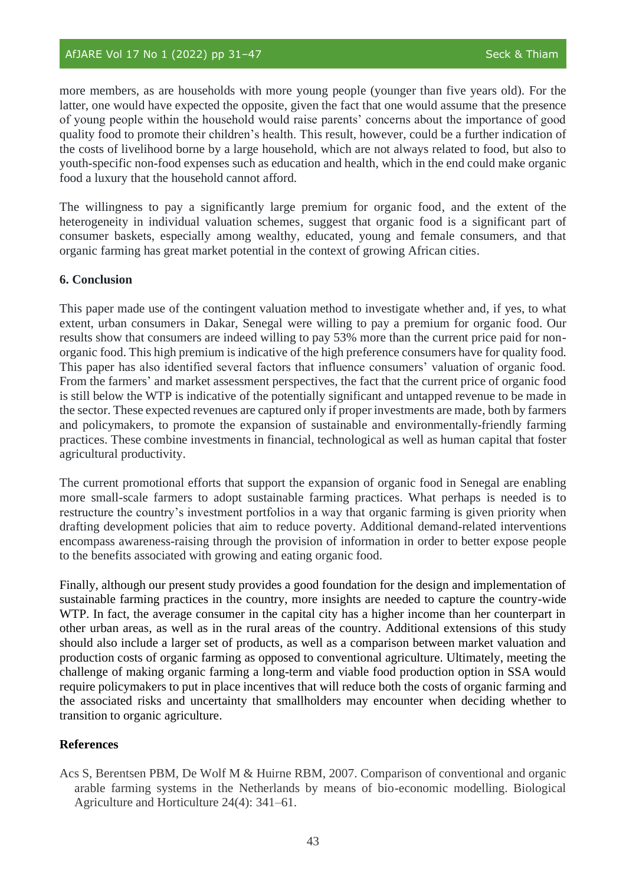more members, as are households with more young people (younger than five years old). For the latter, one would have expected the opposite, given the fact that one would assume that the presence of young people within the household would raise parents' concerns about the importance of good quality food to promote their children's health. This result, however, could be a further indication of the costs of livelihood borne by a large household, which are not always related to food, but also to youth-specific non-food expenses such as education and health, which in the end could make organic food a luxury that the household cannot afford.

The willingness to pay a significantly large premium for organic food, and the extent of the heterogeneity in individual valuation schemes, suggest that organic food is a significant part of consumer baskets, especially among wealthy, educated, young and female consumers, and that organic farming has great market potential in the context of growing African cities.

## 6. Conclusion

This paper made use of the contingent valuation method to investigate whether and, if yes, to what extent, urban consumers in Dakar, Senegal were willing to pay a premium for organic food. Our results show that consumers are indeed willing to pay 53% more than the current price paid for non-organic food. This high premium is indicative of the high preference consumers have for quality food. This paper has also identified several factors that influence consumers' valuation of organic food. From the farmers' and market assessment perspectives, the fact that the current price of organic food is still below the WTP is indicative of the potentially significant and untapped revenue to be made in the sector. These expected revenues are captured only if proper investments are made, both by farmers and policymakers, to promote the expansion of sustainable and environmentally-friendly farming practices. These combine investments in financial, technological as well as human capital that foster agricultural productivity.

The current promotional efforts that support the expansion of organic food in Senegal are enabling more small-scale farmers to adopt sustainable farming practices. What perhaps is needed is to restructure the country's investment portfolios in a way that organic farming is given priority when drafting development policies that aim to reduce poverty. Additional demand-related interventions encompass awareness-raising through the provision of information in order to better expose people to the benefits associated with growing and eating organic food.

Finally, although our present study provides a good foundation for the design and implementation of sustainable farming practices in the country, more insights are needed to capture the country-wide WTP. In fact, the average consumer in the capital city has a higher income than her counterpart in other urban areas, as well as in the rural areas of the country. Additional extensions of this study should also include a larger set of products, as well as a comparison between market valuation and production costs of organic farming as opposed to conventional agriculture. Ultimately, meeting the challenge of making organic farming a long-term and viable food production option in SSA would require policymakers to put in place incentives that will reduce both the costs of organic farming and the associated risks and uncertainty that smallholders may encounter when deciding whether to transition to organic agriculture.

## References

Acs S, Berentsen PBM, De Wolf M & Huirne RBM, 2007. Comparison of conventional and organic arable farming systems in the Netherlands by means of bio-economic modelling. Biological Agriculture and Horticulture 24(4): 341–61.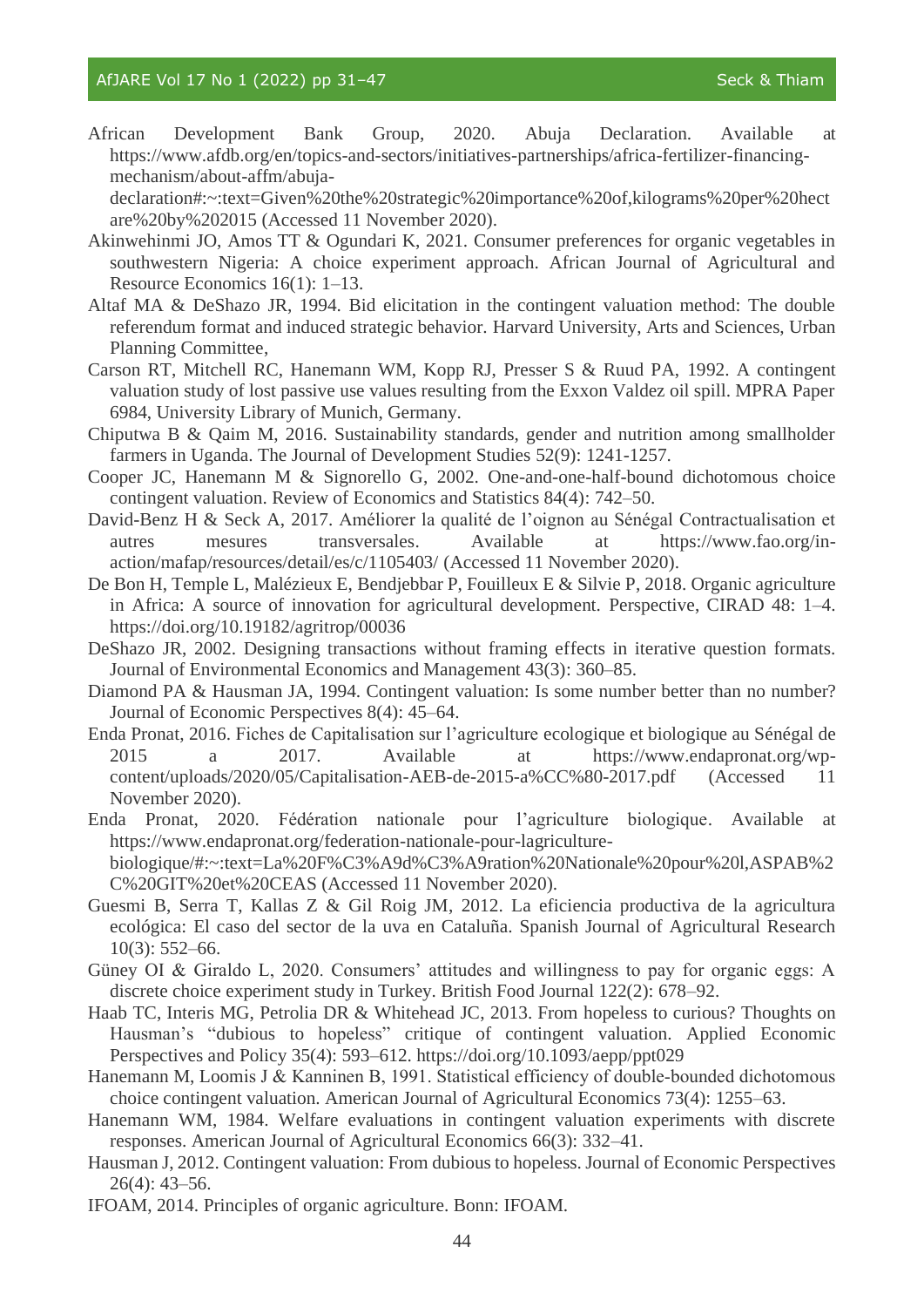African Development Bank Group, 2020. Abuja Declaration. Available at https://www.afdb.org/en/topics-and-sectors/initiatives-partnerships/africa-fertilizer-financing-mechanism/about-affm/abuja-declaration#:~:text=Given%20the%20strategic%20importance%20of,kilograms%20per%20hectare%20by%202015 (Accessed 11 November 2020).

Akinwehinmi JO, Amos TT & Ogundari K, 2021. Consumer preferences for organic vegetables in southwestern Nigeria: A choice experiment approach. African Journal of Agricultural and Resource Economics 16(1): 1–13.

Altaf MA & DeShazo JR, 1994. Bid elicitation in the contingent valuation method: The double referendum format and induced strategic behavior. Harvard University, Arts and Sciences, Urban Planning Committee,

Carson RT, Mitchell RC, Hanemann WM, Kopp RJ, Presser S & Ruud PA, 1992. A contingent valuation study of lost passive use values resulting from the Exxon Valdez oil spill. MPRA Paper 6984, University Library of Munich, Germany.

Chiputwa B & Qaim M, 2016. Sustainability standards, gender and nutrition among smallholder farmers in Uganda. The Journal of Development Studies 52(9): 1241-1257.

Cooper JC, Hanemann M & Signorello G, 2002. One-and-one-half-bound dichotomous choice contingent valuation. Review of Economics and Statistics 84(4): 742–50.

David-Benz H & Seck A, 2017. Améliorer la qualité de l'oignon au Sénégal Contractualisation et autres mesures transversales. Available at https://www.fao.org/in-action/mafap/resources/detail/es/c/1105403/ (Accessed 11 November 2020).

De Bon H, Temple L, Malézieux E, Bendjebbar P, Fouilleux E & Silvie P, 2018. Organic agriculture in Africa: A source of innovation for agricultural development. Perspective, CIRAD 48: 1–4. https://doi.org/10.19182/agritrop/00036

DeShazo JR, 2002. Designing transactions without framing effects in iterative question formats. Journal of Environmental Economics and Management 43(3): 360–85.

Diamond PA & Hausman JA, 1994. Contingent valuation: Is some number better than no number? Journal of Economic Perspectives 8(4): 45–64.

Enda Pronat, 2016. Fiches de Capitalisation sur l'agriculture ecologique et biologique au Sénégal de 2015 a 2017. Available at https://www.endapronat.org/wp-content/uploads/2020/05/Capitalisation-AEB-de-2015-a%CC%80-2017.pdf (Accessed 11 November 2020).

Enda Pronat, 2020. Fédération nationale pour l'agriculture biologique. Available at https://www.endapronat.org/federation-nationale-pour-lagriculture-biologique/#:~:text=La%20F%C3%A9d%C3%A9ration%20Nationale%20pour%20l,ASPAB%2C%20GIT%20et%20CEAS (Accessed 11 November 2020).

Guesmi B, Serra T, Kallas Z & Gil Roig JM, 2012. La eficiencia productiva de la agricultura ecológica: El caso del sector de la uva en Cataluña. Spanish Journal of Agricultural Research 10(3): 552–66.

Güney OI & Giraldo L, 2020. Consumers' attitudes and willingness to pay for organic eggs: A discrete choice experiment study in Turkey. British Food Journal 122(2): 678–92.

Haab TC, Interis MG, Petrolia DR & Whitehead JC, 2013. From hopeless to curious? Thoughts on Hausman's "dubious to hopeless" critique of contingent valuation. Applied Economic Perspectives and Policy 35(4): 593–612. https://doi.org/10.1093/aepp/ppt029

Hanemann M, Loomis J & Kanninen B, 1991. Statistical efficiency of double-bounded dichotomous choice contingent valuation. American Journal of Agricultural Economics 73(4): 1255–63.

Hanemann WM, 1984. Welfare evaluations in contingent valuation experiments with discrete responses. American Journal of Agricultural Economics 66(3): 332–41.

Hausman J, 2012. Contingent valuation: From dubious to hopeless. Journal of Economic Perspectives 26(4): 43–56.

IFOAM, 2014. Principles of organic agriculture. Bonn: IFOAM.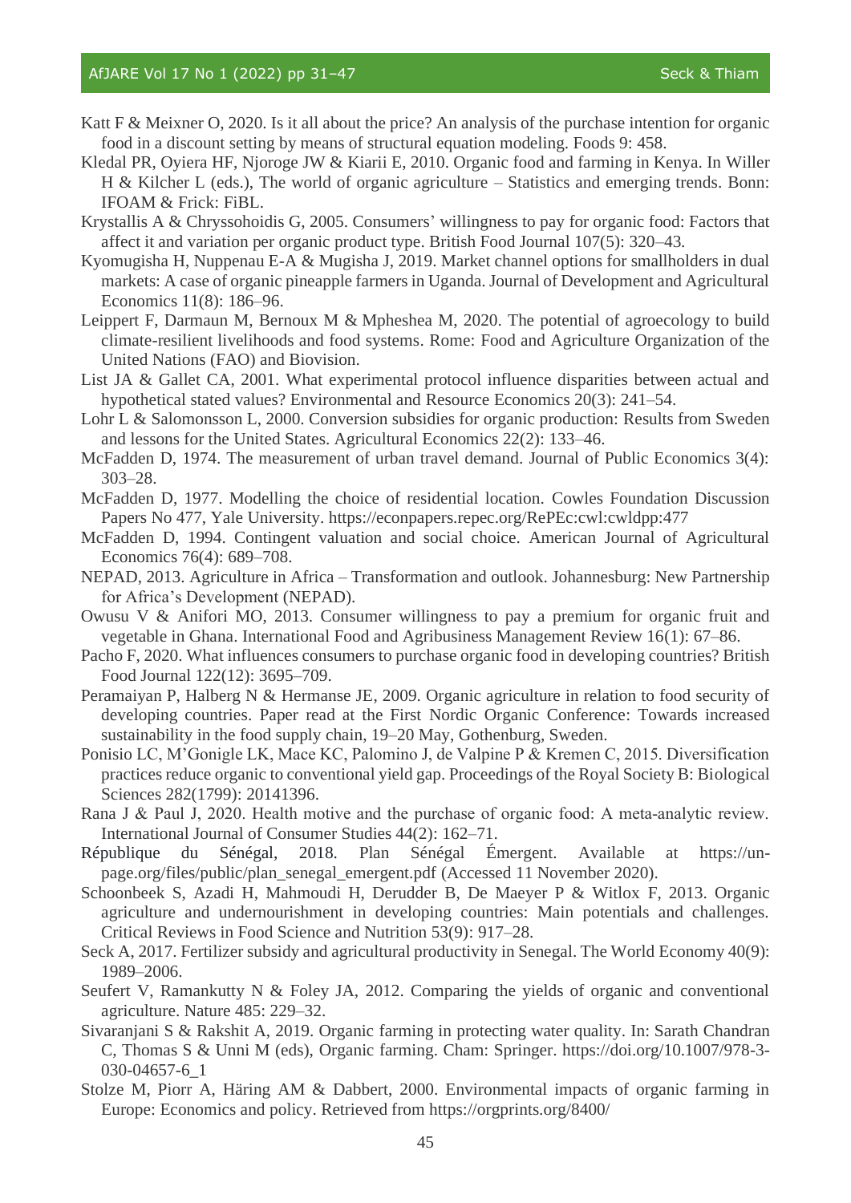Katt F & Meixner O, 2020. Is it all about the price? An analysis of the purchase intention for organic food in a discount setting by means of structural equation modeling. Foods 9: 458.

Kledal PR, Oyiera HF, Njoroge JW & Kiarii E, 2010. Organic food and farming in Kenya. In Willer H & Kilcher L (eds.), The world of organic agriculture – Statistics and emerging trends. Bonn: IFOAM & Frick: FiBL.

Krystallis A & Chryssohoidis G, 2005. Consumers' willingness to pay for organic food: Factors that affect it and variation per organic product type. British Food Journal 107(5): 320–43.

Kyomugisha H, Nuppenau E-A & Mugisha J, 2019. Market channel options for smallholders in dual markets: A case of organic pineapple farmers in Uganda. Journal of Development and Agricultural Economics 11(8): 186–96.

Leippert F, Darmaun M, Bernoux M & Mpheshea M, 2020. The potential of agroecology to build climate-resilient livelihoods and food systems. Rome: Food and Agriculture Organization of the United Nations (FAO) and Biovision.

List JA & Gallet CA, 2001. What experimental protocol influence disparities between actual and hypothetical stated values? Environmental and Resource Economics 20(3): 241–54.

Lohr L & Salomonsson L, 2000. Conversion subsidies for organic production: Results from Sweden and lessons for the United States. Agricultural Economics 22(2): 133–46.

McFadden D, 1974. The measurement of urban travel demand. Journal of Public Economics 3(4): 303–28.

McFadden D, 1977. Modelling the choice of residential location. Cowles Foundation Discussion Papers No 477, Yale University. https://econpapers.repec.org/RePEc:cwl:cwldpp:477

McFadden D, 1994. Contingent valuation and social choice. American Journal of Agricultural Economics 76(4): 689–708.

NEPAD, 2013. Agriculture in Africa – Transformation and outlook. Johannesburg: New Partnership for Africa's Development (NEPAD).

Owusu V & Anifori MO, 2013. Consumer willingness to pay a premium for organic fruit and vegetable in Ghana. International Food and Agribusiness Management Review 16(1): 67–86.

Pacho F, 2020. What influences consumers to purchase organic food in developing countries? British Food Journal 122(12): 3695–709.

Peramaiyan P, Halberg N & Hermanse JE, 2009. Organic agriculture in relation to food security of developing countries. Paper read at the First Nordic Organic Conference: Towards increased sustainability in the food supply chain, 19–20 May, Gothenburg, Sweden.

Ponisio LC, M'Gonigle LK, Mace KC, Palomino J, de Valpine P & Kremen C, 2015. Diversification practices reduce organic to conventional yield gap. Proceedings of the Royal Society B: Biological Sciences 282(1799): 20141396.

Rana J & Paul J, 2020. Health motive and the purchase of organic food: A meta-analytic review. International Journal of Consumer Studies 44(2): 162–71.

République du Sénégal, 2018. Plan Sénégal Émergent. Available at https://un-page.org/files/public/plan_senegal_emergent.pdf (Accessed 11 November 2020).

Schoonbeek S, Azadi H, Mahmoudi H, Derudder B, De Maeyer P & Witlox F, 2013. Organic agriculture and undernourishment in developing countries: Main potentials and challenges. Critical Reviews in Food Science and Nutrition 53(9): 917–28.

Seck A, 2017. Fertilizer subsidy and agricultural productivity in Senegal. The World Economy 40(9): 1989–2006.

Seufert V, Ramankutty N & Foley JA, 2012. Comparing the yields of organic and conventional agriculture. Nature 485: 229–32.

Sivaranjani S & Rakshit A, 2019. Organic farming in protecting water quality. In: Sarath Chandran C, Thomas S & Unni M (eds), Organic farming. Cham: Springer. https://doi.org/10.1007/978-3-030-04657-6_1

Stolze M, Piorr A, Häring AM & Dabbert, 2000. Environmental impacts of organic farming in Europe: Economics and policy. Retrieved from https://orgprints.org/8400/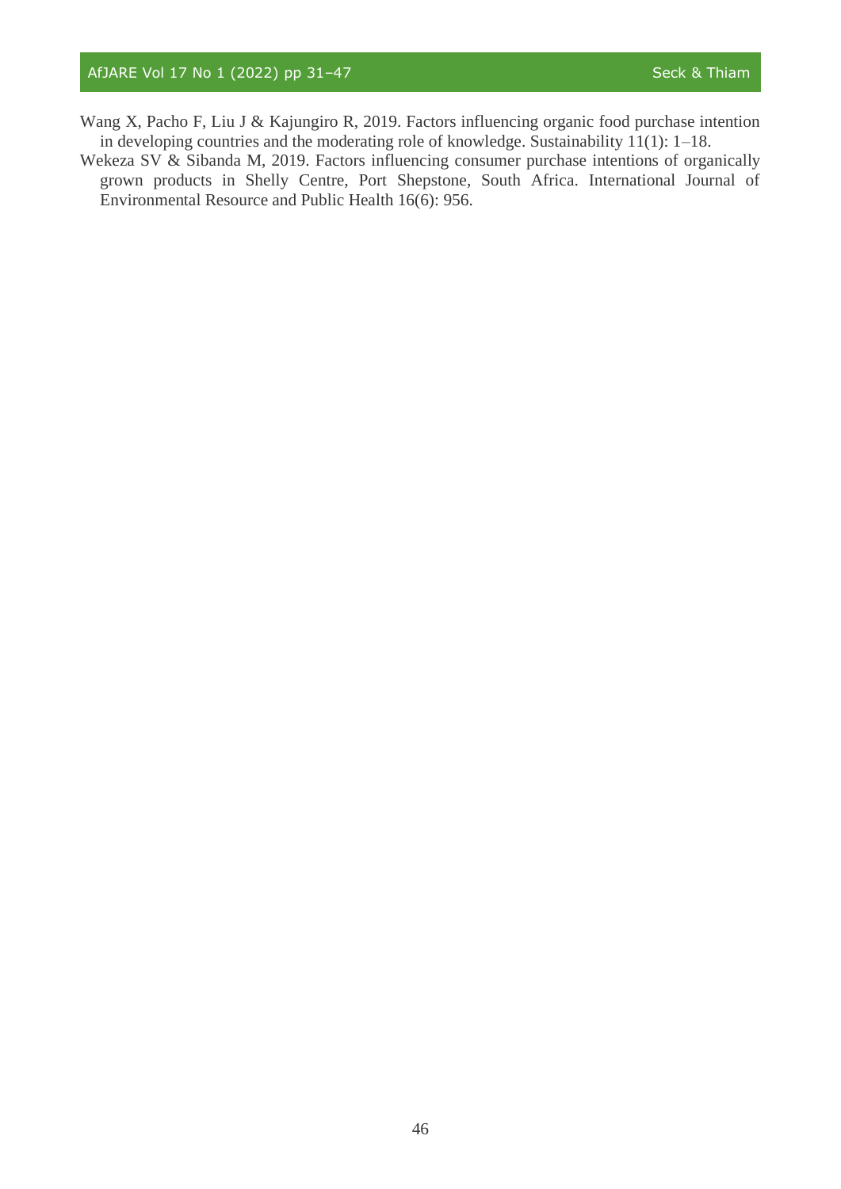Wang X, Pacho F, Liu J & Kajungiro R, 2019. Factors influencing organic food purchase intention in developing countries and the moderating role of knowledge. Sustainability 11(1): 1–18.

Wekeza SV & Sibanda M, 2019. Factors influencing consumer purchase intentions of organically grown products in Shelly Centre, Port Shepstone, South Africa. International Journal of Environmental Resource and Public Health 16(6): 956.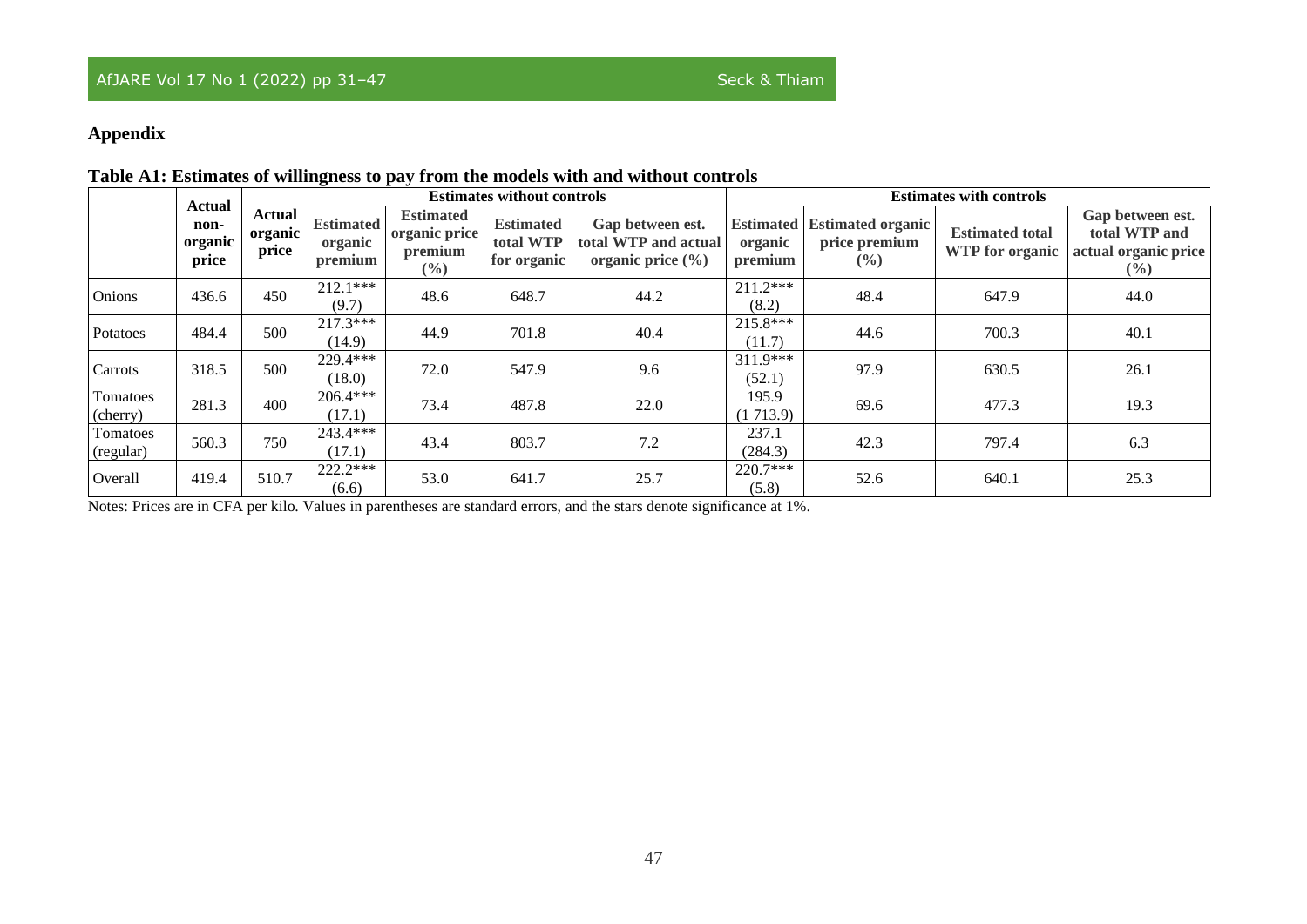## Appendix

**Table A1: Estimates of willingness to pay from the models with and without controls**

| | Actual non-organic price | Actual organic price | Estimates without controls | | | | Estimates with controls | | | |
|---|---|---|---|---|---|---|---|---|---|---|
| | | | Estimated organic premium | Estimated organic price premium (%) | Estimated total WTP for organic | Gap between est. total WTP and actual organic price (%) | Estimated organic premium | Estimated organic price premium (%) | Estimated total WTP for organic | Gap between est. total WTP and actual organic price (%) |
| Onions | 436.6 | 450 | 212.1*** (9.7) | 48.6 | 648.7 | 44.2 | 211.2*** (8.2) | 48.4 | 647.9 | 44.0 |
| Potatoes | 484.4 | 500 | 217.3*** (14.9) | 44.9 | 701.8 | 40.4 | 215.8*** (11.7) | 44.6 | 700.3 | 40.1 |
| Carrots | 318.5 | 500 | 229.4*** (18.0) | 72.0 | 547.9 | 9.6 | 311.9*** (52.1) | 97.9 | 630.5 | 26.1 |
| Tomatoes (cherry) | 281.3 | 400 | 206.4*** (17.1) | 73.4 | 487.8 | 22.0 | 195.9 (1 713.9) | 69.6 | 477.3 | 19.3 |
| Tomatoes (regular) | 560.3 | 750 | 243.4*** (17.1) | 43.4 | 803.7 | 7.2 | 237.1 (284.3) | 42.3 | 797.4 | 6.3 |
| Overall | 419.4 | 510.7 | 222.2*** (6.6) | 53.0 | 641.7 | 25.7 | 220.7*** (5.8) | 52.6 | 640.1 | 25.3 |

Notes: Prices are in CFA per kilo. Values in parentheses are standard errors, and the stars denote significance at 1%.